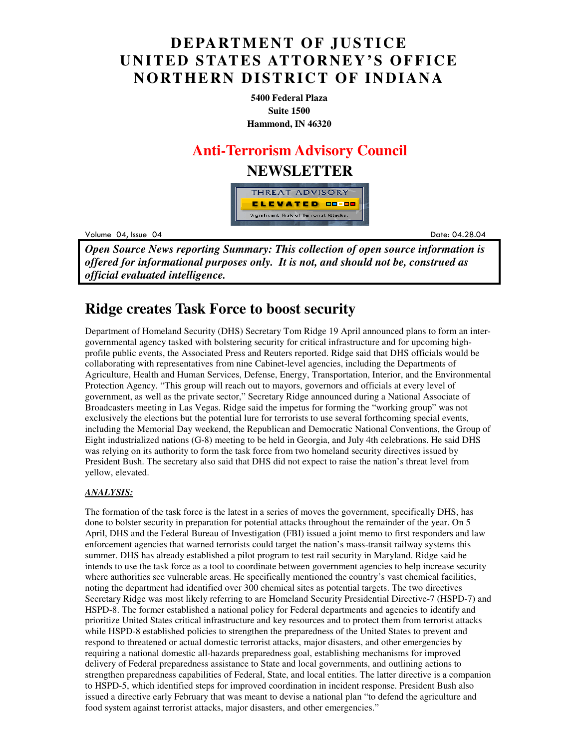# DEPARTMENT OF JUSTICE
# UNITED STATES ATTORNEY'S OFFICE
# NORTHERN DISTRICT OF INDIANA

**5400 Federal Plaza**
**Suite 1500**
**Hammond, IN 46320**

## Anti-Terrorism Advisory Council

## NEWSLETTER

THREAT ADVISORY
ELEVATED
Significant Risk of Terrorist Attacks.

Volume 04, Issue 04 — Date: 04.28.04

***Open Source News reporting Summary: This collection of open source information is offered for informational purposes only. It is not, and should not be, construed as official evaluated intelligence.***

## Ridge creates Task Force to boost security

Department of Homeland Security (DHS) Secretary Tom Ridge 19 April announced plans to form an inter-governmental agency tasked with bolstering security for critical infrastructure and for upcoming high-profile public events, the Associated Press and Reuters reported. Ridge said that DHS officials would be collaborating with representatives from nine Cabinet-level agencies, including the Departments of Agriculture, Health and Human Services, Defense, Energy, Transportation, Interior, and the Environmental Protection Agency. "This group will reach out to mayors, governors and officials at every level of government, as well as the private sector," Secretary Ridge announced during a National Associate of Broadcasters meeting in Las Vegas. Ridge said the impetus for forming the "working group" was not exclusively the elections but the potential lure for terrorists to use several forthcoming special events, including the Memorial Day weekend, the Republican and Democratic National Conventions, the Group of Eight industrialized nations (G-8) meeting to be held in Georgia, and July 4th celebrations. He said DHS was relying on its authority to form the task force from two homeland security directives issued by President Bush. The secretary also said that DHS did not expect to raise the nation's threat level from yellow, elevated.

***ANALYSIS:***

The formation of the task force is the latest in a series of moves the government, specifically DHS, has done to bolster security in preparation for potential attacks throughout the remainder of the year. On 5 April, DHS and the Federal Bureau of Investigation (FBI) issued a joint memo to first responders and law enforcement agencies that warned terrorists could target the nation's mass-transit railway systems this summer. DHS has already established a pilot program to test rail security in Maryland. Ridge said he intends to use the task force as a tool to coordinate between government agencies to help increase security where authorities see vulnerable areas. He specifically mentioned the country's vast chemical facilities, noting the department had identified over 300 chemical sites as potential targets. The two directives Secretary Ridge was most likely referring to are Homeland Security Presidential Directive-7 (HSPD-7) and HSPD-8. The former established a national policy for Federal departments and agencies to identify and prioritize United States critical infrastructure and key resources and to protect them from terrorist attacks while HSPD-8 established policies to strengthen the preparedness of the United States to prevent and respond to threatened or actual domestic terrorist attacks, major disasters, and other emergencies by requiring a national domestic all-hazards preparedness goal, establishing mechanisms for improved delivery of Federal preparedness assistance to State and local governments, and outlining actions to strengthen preparedness capabilities of Federal, State, and local entities. The latter directive is a companion to HSPD-5, which identified steps for improved coordination in incident response. President Bush also issued a directive early February that was meant to devise a national plan "to defend the agriculture and food system against terrorist attacks, major disasters, and other emergencies."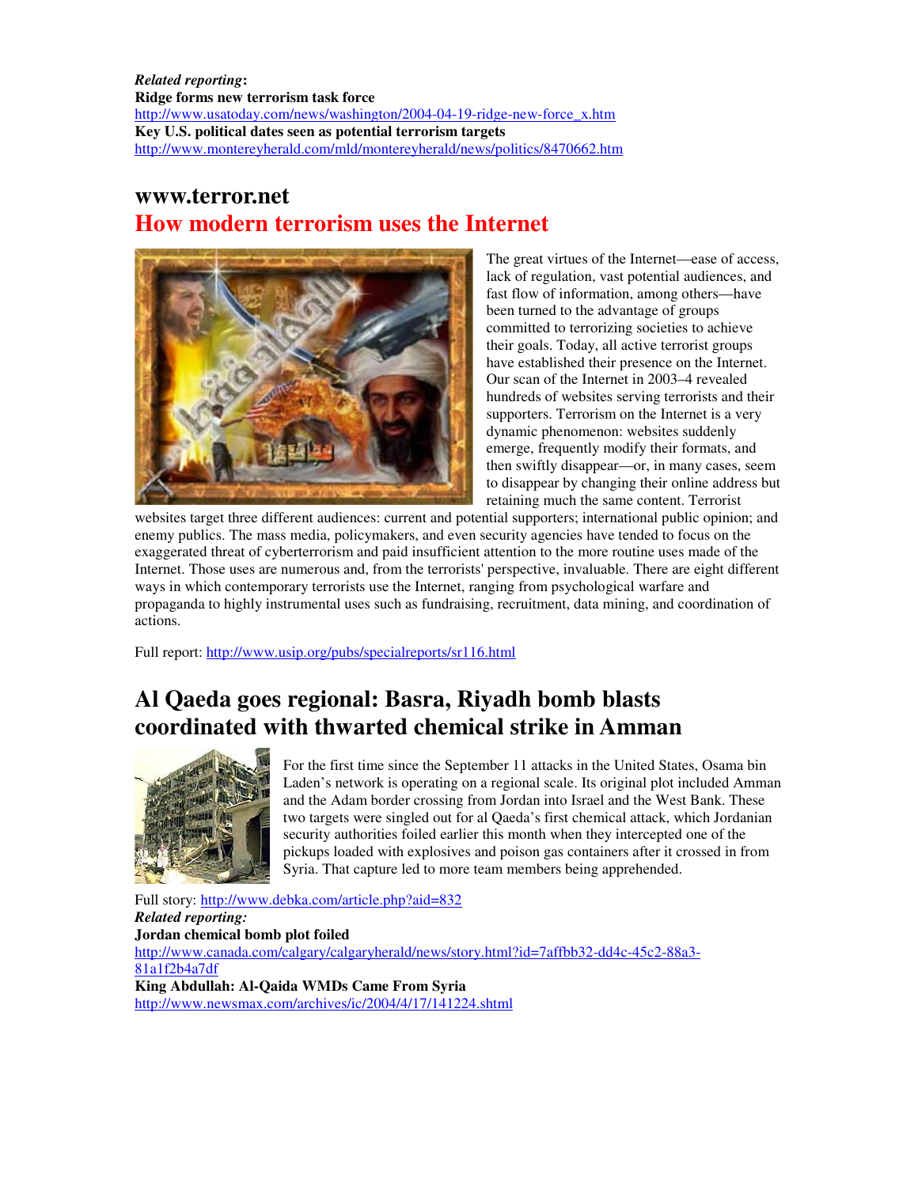***Related reporting*:**
**Ridge forms new terrorism task force**
http://www.usatoday.com/news/washington/2004-04-19-ridge-new-force_x.htm
**Key U.S. political dates seen as potential terrorism targets**
http://www.montereyherald.com/mld/montereyherald/news/politics/8470662.htm

## www.terror.net
## How modern terrorism uses the Internet

The great virtues of the Internet—ease of access, lack of regulation, vast potential audiences, and fast flow of information, among others—have been turned to the advantage of groups committed to terrorizing societies to achieve their goals. Today, all active terrorist groups have established their presence on the Internet. Our scan of the Internet in 2003–4 revealed hundreds of websites serving terrorists and their supporters. Terrorism on the Internet is a very dynamic phenomenon: websites suddenly emerge, frequently modify their formats, and then swiftly disappear—or, in many cases, seem to disappear by changing their online address but retaining much the same content. Terrorist websites target three different audiences: current and potential supporters; international public opinion; and enemy publics. The mass media, policymakers, and even security agencies have tended to focus on the exaggerated threat of cyberterrorism and paid insufficient attention to the more routine uses made of the Internet. Those uses are numerous and, from the terrorists' perspective, invaluable. There are eight different ways in which contemporary terrorists use the Internet, ranging from psychological warfare and propaganda to highly instrumental uses such as fundraising, recruitment, data mining, and coordination of actions.

Full report: http://www.usip.org/pubs/specialreports/sr116.html

## Al Qaeda goes regional: Basra, Riyadh bomb blasts coordinated with thwarted chemical strike in Amman

For the first time since the September 11 attacks in the United States, Osama bin Laden's network is operating on a regional scale. Its original plot included Amman and the Adam border crossing from Jordan into Israel and the West Bank. These two targets were singled out for al Qaeda's first chemical attack, which Jordanian security authorities foiled earlier this month when they intercepted one of the pickups loaded with explosives and poison gas containers after it crossed in from Syria. That capture led to more team members being apprehended.

Full story: http://www.debka.com/article.php?aid=832
***Related reporting:***
**Jordan chemical bomb plot foiled**
http://www.canada.com/calgary/calgaryherald/news/story.html?id=7affbb32-dd4c-45c2-88a3-81a1f2b4a7df
**King Abdullah: Al-Qaida WMDs Came From Syria**
http://www.newsmax.com/archives/ic/2004/4/17/141224.shtml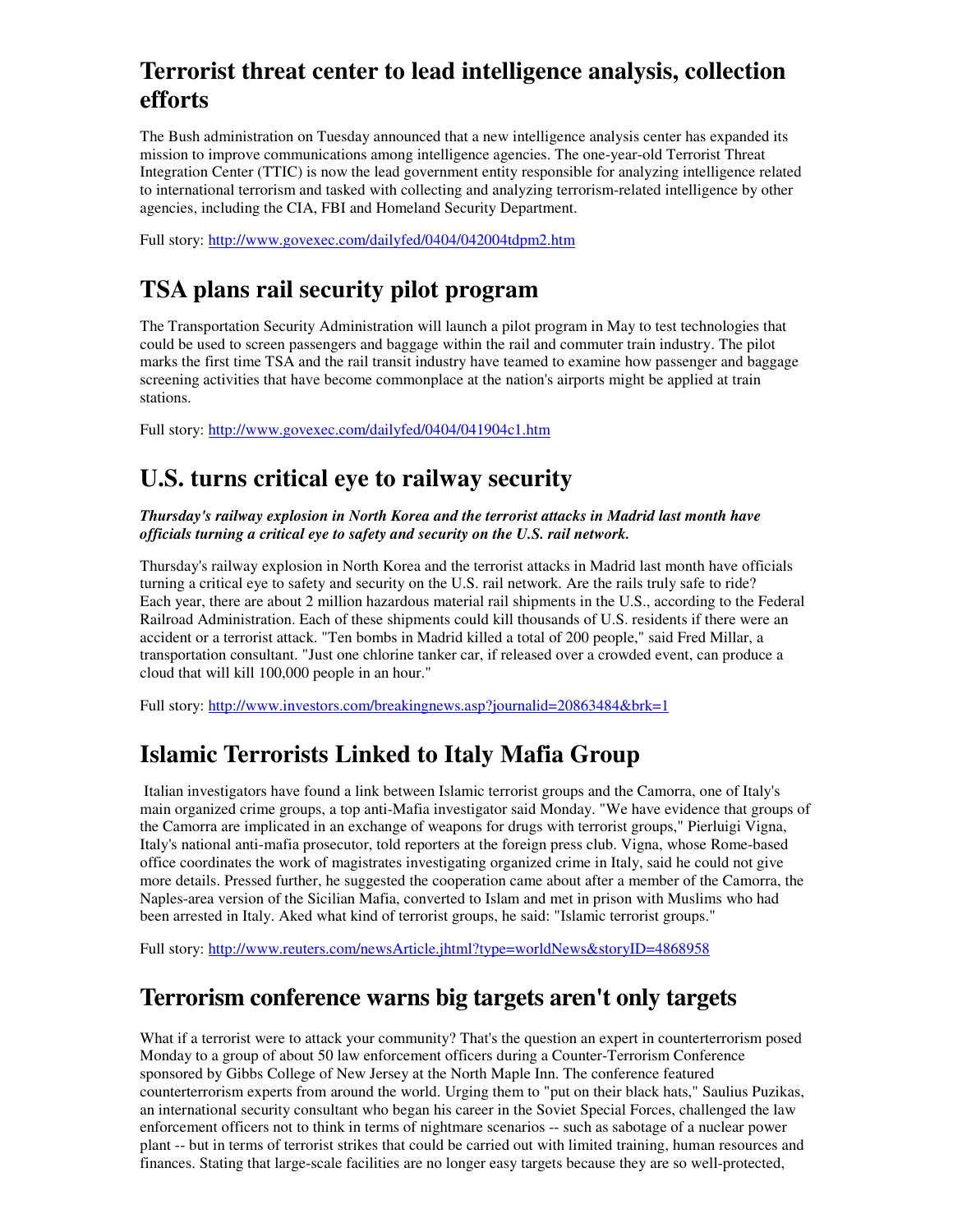# Terrorist threat center to lead intelligence analysis, collection efforts

The Bush administration on Tuesday announced that a new intelligence analysis center has expanded its mission to improve communications among intelligence agencies. The one-year-old Terrorist Threat Integration Center (TTIC) is now the lead government entity responsible for analyzing intelligence related to international terrorism and tasked with collecting and analyzing terrorism-related intelligence by other agencies, including the CIA, FBI and Homeland Security Department.

Full story: [http://www.govexec.com/dailyfed/0404/042004tdpm2.htm](http://www.govexec.com/dailyfed/0404/042004tdpm2.htm)

# TSA plans rail security pilot program

The Transportation Security Administration will launch a pilot program in May to test technologies that could be used to screen passengers and baggage within the rail and commuter train industry. The pilot marks the first time TSA and the rail transit industry have teamed to examine how passenger and baggage screening activities that have become commonplace at the nation's airports might be applied at train stations.

Full story: [http://www.govexec.com/dailyfed/0404/041904c1.htm](http://www.govexec.com/dailyfed/0404/041904c1.htm)

# U.S. turns critical eye to railway security

***Thursday's railway explosion in North Korea and the terrorist attacks in Madrid last month have officials turning a critical eye to safety and security on the U.S. rail network.***

Thursday's railway explosion in North Korea and the terrorist attacks in Madrid last month have officials turning a critical eye to safety and security on the U.S. rail network. Are the rails truly safe to ride? Each year, there are about 2 million hazardous material rail shipments in the U.S., according to the Federal Railroad Administration. Each of these shipments could kill thousands of U.S. residents if there were an accident or a terrorist attack. "Ten bombs in Madrid killed a total of 200 people," said Fred Millar, a transportation consultant. "Just one chlorine tanker car, if released over a crowded event, can produce a cloud that will kill 100,000 people in an hour."

Full story: [http://www.investors.com/breakingnews.asp?journalid=20863484&brk=1](http://www.investors.com/breakingnews.asp?journalid=20863484&brk=1)

# Islamic Terrorists Linked to Italy Mafia Group

Italian investigators have found a link between Islamic terrorist groups and the Camorra, one of Italy's main organized crime groups, a top anti-Mafia investigator said Monday. "We have evidence that groups of the Camorra are implicated in an exchange of weapons for drugs with terrorist groups," Pierluigi Vigna, Italy's national anti-mafia prosecutor, told reporters at the foreign press club. Vigna, whose Rome-based office coordinates the work of magistrates investigating organized crime in Italy, said he could not give more details. Pressed further, he suggested the cooperation came about after a member of the Camorra, the Naples-area version of the Sicilian Mafia, converted to Islam and met in prison with Muslims who had been arrested in Italy. Aked what kind of terrorist groups, he said: "Islamic terrorist groups."

Full story: [http://www.reuters.com/newsArticle.jhtml?type=worldNews&storyID=4868958](http://www.reuters.com/newsArticle.jhtml?type=worldNews&storyID=4868958)

# Terrorism conference warns big targets aren't only targets

What if a terrorist were to attack your community? That's the question an expert in counterterrorism posed Monday to a group of about 50 law enforcement officers during a Counter-Terrorism Conference sponsored by Gibbs College of New Jersey at the North Maple Inn. The conference featured counterterrorism experts from around the world. Urging them to "put on their black hats," Saulius Puzikas, an international security consultant who began his career in the Soviet Special Forces, challenged the law enforcement officers not to think in terms of nightmare scenarios -- such as sabotage of a nuclear power plant -- but in terms of terrorist strikes that could be carried out with limited training, human resources and finances. Stating that large-scale facilities are no longer easy targets because they are so well-protected,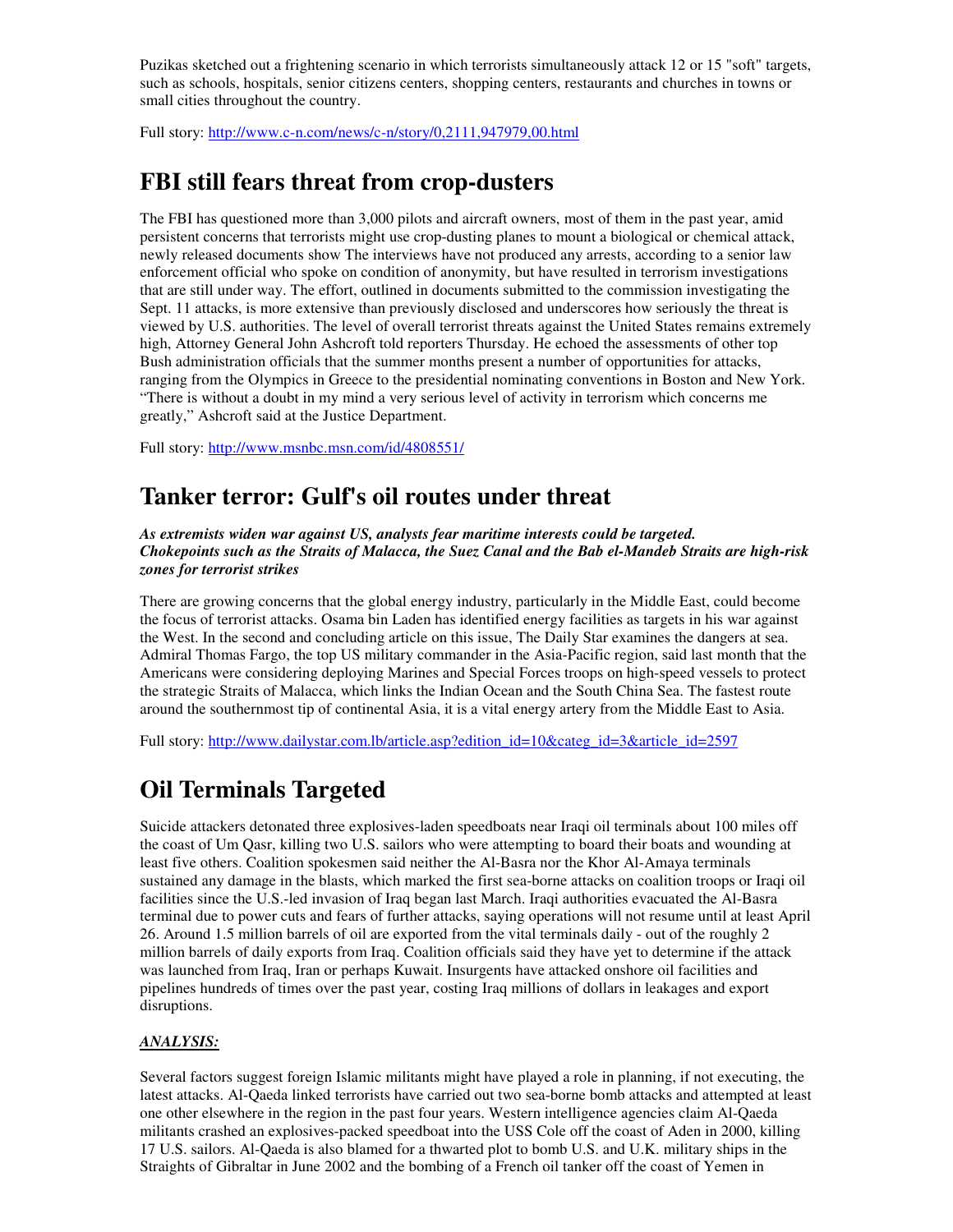Puzikas sketched out a frightening scenario in which terrorists simultaneously attack 12 or 15 "soft" targets, such as schools, hospitals, senior citizens centers, shopping centers, restaurants and churches in towns or small cities throughout the country.

Full story: http://www.c-n.com/news/c-n/story/0,2111,947979,00.html

# FBI still fears threat from crop-dusters

The FBI has questioned more than 3,000 pilots and aircraft owners, most of them in the past year, amid persistent concerns that terrorists might use crop-dusting planes to mount a biological or chemical attack, newly released documents show The interviews have not produced any arrests, according to a senior law enforcement official who spoke on condition of anonymity, but have resulted in terrorism investigations that are still under way. The effort, outlined in documents submitted to the commission investigating the Sept. 11 attacks, is more extensive than previously disclosed and underscores how seriously the threat is viewed by U.S. authorities. The level of overall terrorist threats against the United States remains extremely high, Attorney General John Ashcroft told reporters Thursday. He echoed the assessments of other top Bush administration officials that the summer months present a number of opportunities for attacks, ranging from the Olympics in Greece to the presidential nominating conventions in Boston and New York. "There is without a doubt in my mind a very serious level of activity in terrorism which concerns me greatly," Ashcroft said at the Justice Department.

Full story: http://www.msnbc.msn.com/id/4808551/

# Tanker terror: Gulf's oil routes under threat

***As extremists widen war against US, analysts fear maritime interests could be targeted. Chokepoints such as the Straits of Malacca, the Suez Canal and the Bab el-Mandeb Straits are high-risk zones for terrorist strikes***

There are growing concerns that the global energy industry, particularly in the Middle East, could become the focus of terrorist attacks. Osama bin Laden has identified energy facilities as targets in his war against the West. In the second and concluding article on this issue, The Daily Star examines the dangers at sea. Admiral Thomas Fargo, the top US military commander in the Asia-Pacific region, said last month that the Americans were considering deploying Marines and Special Forces troops on high-speed vessels to protect the strategic Straits of Malacca, which links the Indian Ocean and the South China Sea. The fastest route around the southernmost tip of continental Asia, it is a vital energy artery from the Middle East to Asia.

Full story: http://www.dailystar.com.lb/article.asp?edition_id=10&categ_id=3&article_id=2597

# Oil Terminals Targeted

Suicide attackers detonated three explosives-laden speedboats near Iraqi oil terminals about 100 miles off the coast of Um Qasr, killing two U.S. sailors who were attempting to board their boats and wounding at least five others. Coalition spokesmen said neither the Al-Basra nor the Khor Al-Amaya terminals sustained any damage in the blasts, which marked the first sea-borne attacks on coalition troops or Iraqi oil facilities since the U.S.-led invasion of Iraq began last March. Iraqi authorities evacuated the Al-Basra terminal due to power cuts and fears of further attacks, saying operations will not resume until at least April 26. Around 1.5 million barrels of oil are exported from the vital terminals daily - out of the roughly 2 million barrels of daily exports from Iraq. Coalition officials said they have yet to determine if the attack was launched from Iraq, Iran or perhaps Kuwait. Insurgents have attacked onshore oil facilities and pipelines hundreds of times over the past year, costing Iraq millions of dollars in leakages and export disruptions.

***ANALYSIS:***

Several factors suggest foreign Islamic militants might have played a role in planning, if not executing, the latest attacks. Al-Qaeda linked terrorists have carried out two sea-borne bomb attacks and attempted at least one other elsewhere in the region in the past four years. Western intelligence agencies claim Al-Qaeda militants crashed an explosives-packed speedboat into the USS Cole off the coast of Aden in 2000, killing 17 U.S. sailors. Al-Qaeda is also blamed for a thwarted plot to bomb U.S. and U.K. military ships in the Straights of Gibraltar in June 2002 and the bombing of a French oil tanker off the coast of Yemen in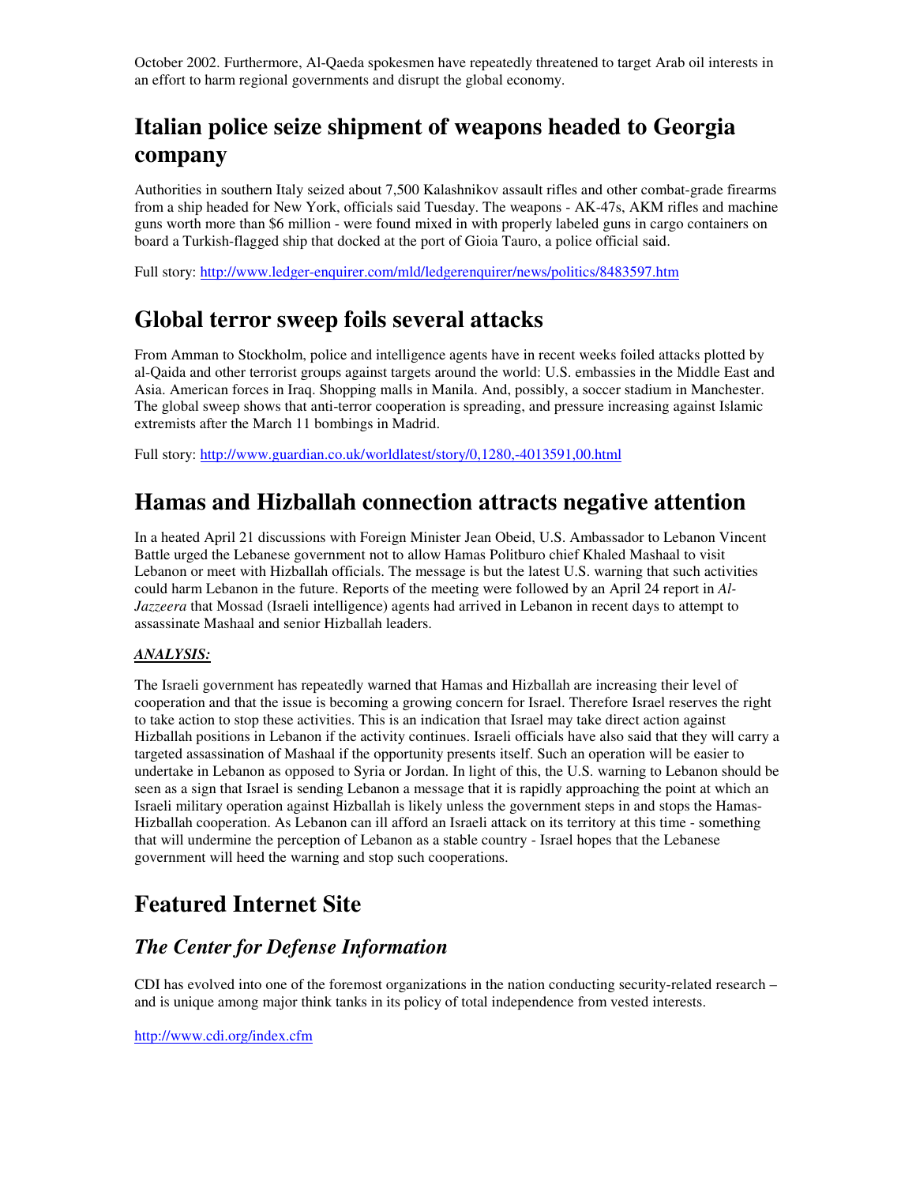October 2002. Furthermore, Al-Qaeda spokesmen have repeatedly threatened to target Arab oil interests in an effort to harm regional governments and disrupt the global economy.

## Italian police seize shipment of weapons headed to Georgia company

Authorities in southern Italy seized about 7,500 Kalashnikov assault rifles and other combat-grade firearms from a ship headed for New York, officials said Tuesday. The weapons - AK-47s, AKM rifles and machine guns worth more than $6 million - were found mixed in with properly labeled guns in cargo containers on board a Turkish-flagged ship that docked at the port of Gioia Tauro, a police official said.

Full story: http://www.ledger-enquirer.com/mld/ledgerenquirer/news/politics/8483597.htm

## Global terror sweep foils several attacks

From Amman to Stockholm, police and intelligence agents have in recent weeks foiled attacks plotted by al-Qaida and other terrorist groups against targets around the world: U.S. embassies in the Middle East and Asia. American forces in Iraq. Shopping malls in Manila. And, possibly, a soccer stadium in Manchester. The global sweep shows that anti-terror cooperation is spreading, and pressure increasing against Islamic extremists after the March 11 bombings in Madrid.

Full story: http://www.guardian.co.uk/worldlatest/story/0,1280,-4013591,00.html

## Hamas and Hizballah connection attracts negative attention

In a heated April 21 discussions with Foreign Minister Jean Obeid, U.S. Ambassador to Lebanon Vincent Battle urged the Lebanese government not to allow Hamas Politburo chief Khaled Mashaal to visit Lebanon or meet with Hizballah officials. The message is but the latest U.S. warning that such activities could harm Lebanon in the future. Reports of the meeting were followed by an April 24 report in *Al-Jazzeera* that Mossad (Israeli intelligence) agents had arrived in Lebanon in recent days to attempt to assassinate Mashaal and senior Hizballah leaders.

***ANALYSIS:***

The Israeli government has repeatedly warned that Hamas and Hizballah are increasing their level of cooperation and that the issue is becoming a growing concern for Israel. Therefore Israel reserves the right to take action to stop these activities. This is an indication that Israel may take direct action against Hizballah positions in Lebanon if the activity continues. Israeli officials have also said that they will carry a targeted assassination of Mashaal if the opportunity presents itself. Such an operation will be easier to undertake in Lebanon as opposed to Syria or Jordan. In light of this, the U.S. warning to Lebanon should be seen as a sign that Israel is sending Lebanon a message that it is rapidly approaching the point at which an Israeli military operation against Hizballah is likely unless the government steps in and stops the Hamas-Hizballah cooperation. As Lebanon can ill afford an Israeli attack on its territory at this time - something that will undermine the perception of Lebanon as a stable country - Israel hopes that the Lebanese government will heed the warning and stop such cooperations.

## Featured Internet Site

### *The Center for Defense Information*

CDI has evolved into one of the foremost organizations in the nation conducting security-related research – and is unique among major think tanks in its policy of total independence from vested interests.

http://www.cdi.org/index.cfm